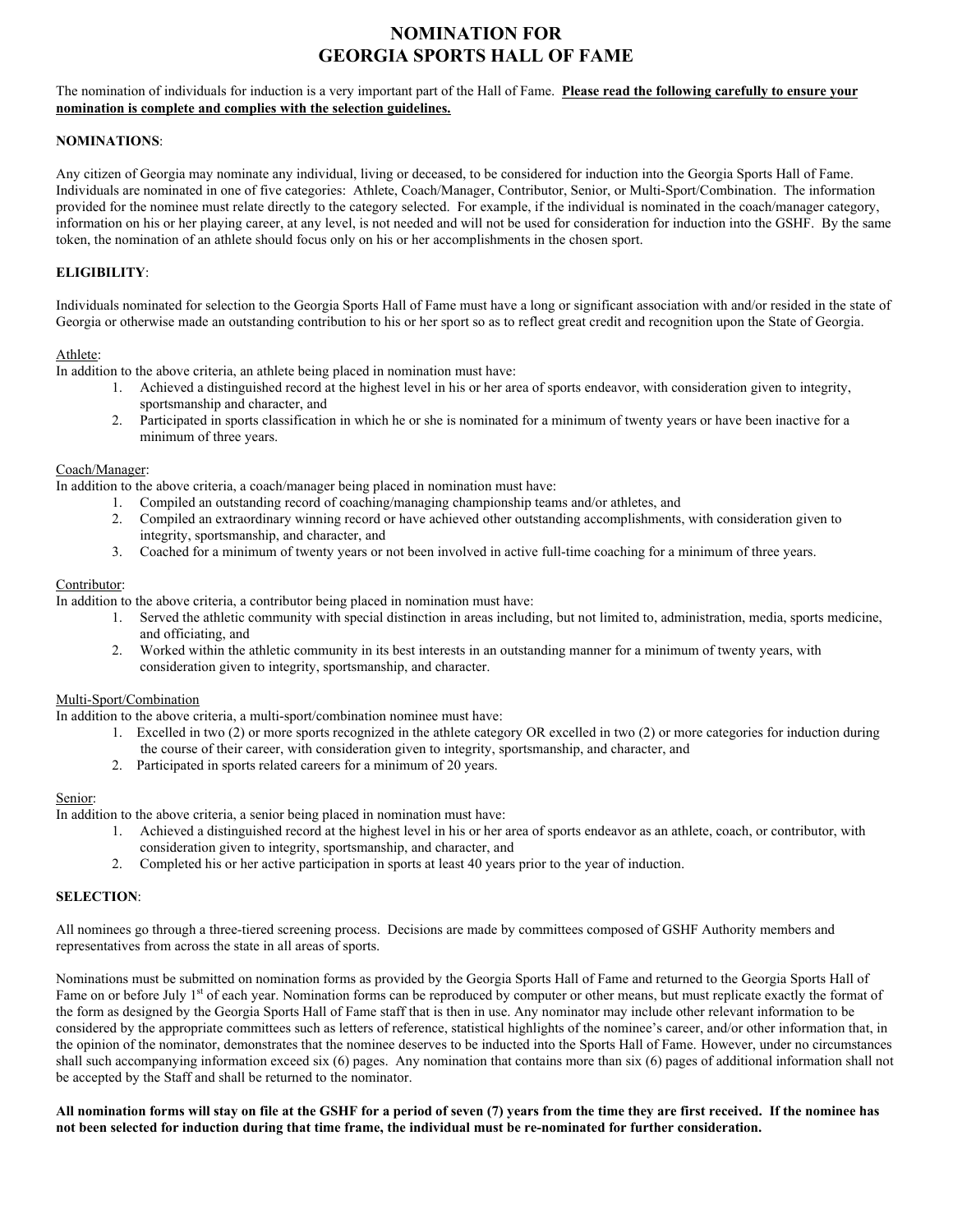# NOMINATION FOR GEORGIA SPORTS HALL OF FAME

The nomination of individuals for induction is a very important part of the Hall of Fame. **Please read the following carefully to ensure your nomination is complete and complies with the selection guidelines.**

**NOMINATIONS**:

Any citizen of Georgia may nominate any individual, living or deceased, to be considered for induction into the Georgia Sports Hall of Fame. Individuals are nominated in one of five categories: Athlete, Coach/Manager, Contributor, Senior, or Multi-Sport/Combination. The information provided for the nominee must relate directly to the category selected. For example, if the individual is nominated in the coach/manager category, information on his or her playing career, at any level, is not needed and will not be used for consideration for induction into the GSHF. By the same token, the nomination of an athlete should focus only on his or her accomplishments in the chosen sport.

**ELIGIBILITY**:

Individuals nominated for selection to the Georgia Sports Hall of Fame must have a long or significant association with and/or resided in the state of Georgia or otherwise made an outstanding contribution to his or her sport so as to reflect great credit and recognition upon the State of Georgia.

Athlete:
In addition to the above criteria, an athlete being placed in nomination must have:

1. Achieved a distinguished record at the highest level in his or her area of sports endeavor, with consideration given to integrity, sportsmanship and character, and
2. Participated in sports classification in which he or she is nominated for a minimum of twenty years or have been inactive for a minimum of three years.

Coach/Manager:
In addition to the above criteria, a coach/manager being placed in nomination must have:

1. Compiled an outstanding record of coaching/managing championship teams and/or athletes, and
2. Compiled an extraordinary winning record or have achieved other outstanding accomplishments, with consideration given to integrity, sportsmanship, and character, and
3. Coached for a minimum of twenty years or not been involved in active full-time coaching for a minimum of three years.

Contributor:
In addition to the above criteria, a contributor being placed in nomination must have:

1. Served the athletic community with special distinction in areas including, but not limited to, administration, media, sports medicine, and officiating, and
2. Worked within the athletic community in its best interests in an outstanding manner for a minimum of twenty years, with consideration given to integrity, sportsmanship, and character.

Multi-Sport/Combination
In addition to the above criteria, a multi-sport/combination nominee must have:

1. Excelled in two (2) or more sports recognized in the athlete category OR excelled in two (2) or more categories for induction during the course of their career, with consideration given to integrity, sportsmanship, and character, and
2. Participated in sports related careers for a minimum of 20 years.

Senior:
In addition to the above criteria, a senior being placed in nomination must have:

1. Achieved a distinguished record at the highest level in his or her area of sports endeavor as an athlete, coach, or contributor, with consideration given to integrity, sportsmanship, and character, and
2. Completed his or her active participation in sports at least 40 years prior to the year of induction.

**SELECTION**:

All nominees go through a three-tiered screening process. Decisions are made by committees composed of GSHF Authority members and representatives from across the state in all areas of sports.

Nominations must be submitted on nomination forms as provided by the Georgia Sports Hall of Fame and returned to the Georgia Sports Hall of Fame on or before July 1st of each year. Nomination forms can be reproduced by computer or other means, but must replicate exactly the format of the form as designed by the Georgia Sports Hall of Fame staff that is then in use. Any nominator may include other relevant information to be considered by the appropriate committees such as letters of reference, statistical highlights of the nominee's career, and/or other information that, in the opinion of the nominator, demonstrates that the nominee deserves to be inducted into the Sports Hall of Fame. However, under no circumstances shall such accompanying information exceed six (6) pages. Any nomination that contains more than six (6) pages of additional information shall not be accepted by the Staff and shall be returned to the nominator.

**All nomination forms will stay on file at the GSHF for a period of seven (7) years from the time they are first received. If the nominee has not been selected for induction during that time frame, the individual must be re-nominated for further consideration.**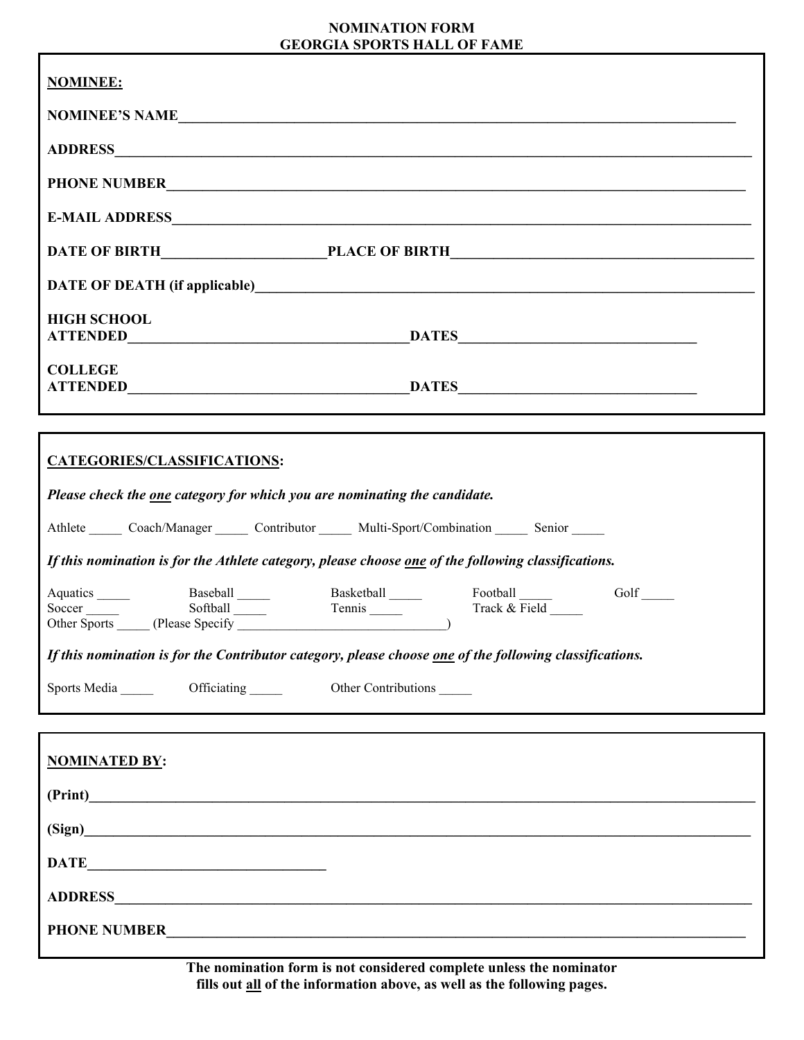# NOMINATION FORM
# GEORGIA SPORTS HALL OF FAME

**NOMINEE:**

**NOMINEE'S NAME**_______________________________________________

**ADDRESS**_______________________________________________

**PHONE NUMBER**_______________________________________________

**E-MAIL ADDRESS**_______________________________________________

**DATE OF BIRTH**_______________________**PLACE OF BIRTH**_______________________

**DATE OF DEATH (if applicable)**_______________________________________________

**HIGH SCHOOL ATTENDED**_______________________**DATES**_______________________

**COLLEGE ATTENDED**_______________________**DATES**_______________________

**CATEGORIES/CLASSIFICATIONS:**

***Please check the one category for which you are nominating the candidate.***

Athlete _____ Coach/Manager _____ Contributor _____ Multi-Sport/Combination _____ Senior _____

***If this nomination is for the Athlete category, please choose one of the following classifications.***

Aquatics _____ Baseball _____ Basketball _____ Football _____ Golf _____
Soccer _____ Softball _____ Tennis _____ Track & Field _____
Other Sports _____ (Please Specify _______________________________)

***If this nomination is for the Contributor category, please choose one of the following classifications.***

Sports Media _____ Officiating _____ Other Contributions _____

**NOMINATED BY:**

**(Print)**_______________________________________________

**(Sign)**_______________________________________________

**DATE**_______________________

**ADDRESS**_______________________________________________

**PHONE NUMBER**_______________________________________________

**The nomination form is not considered complete unless the nominator fills out all of the information above, as well as the following pages.**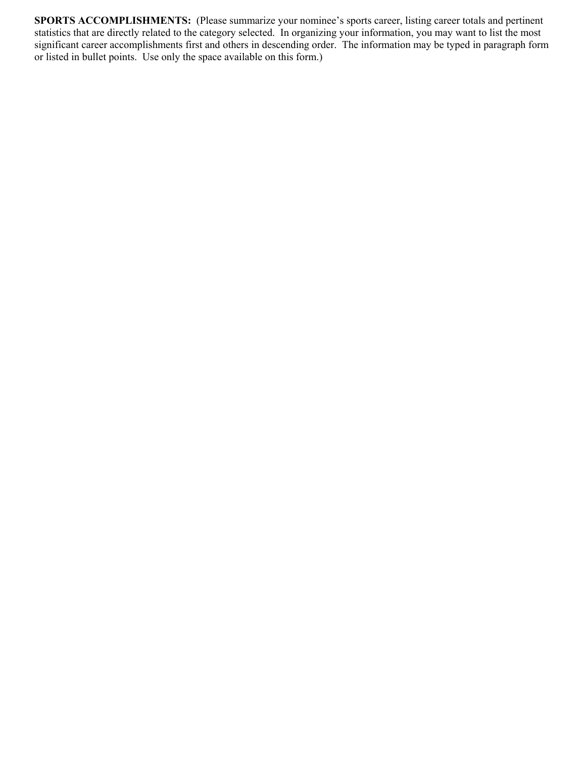**SPORTS ACCOMPLISHMENTS:** (Please summarize your nominee's sports career, listing career totals and pertinent statistics that are directly related to the category selected. In organizing your information, you may want to list the most significant career accomplishments first and others in descending order. The information may be typed in paragraph form or listed in bullet points. Use only the space available on this form.)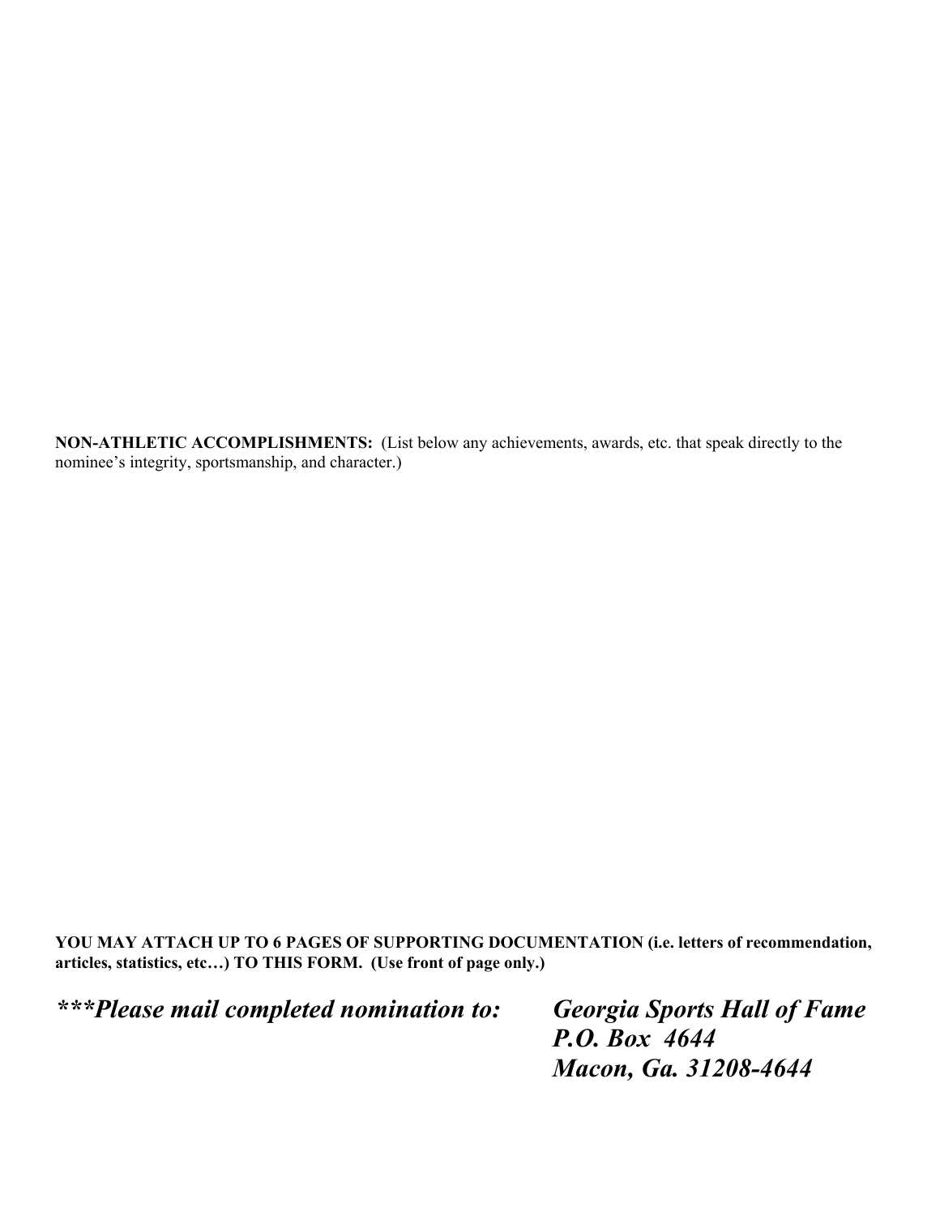**NON-ATHLETIC ACCOMPLISHMENTS:** (List below any achievements, awards, etc. that speak directly to the nominee's integrity, sportsmanship, and character.)

**YOU MAY ATTACH UP TO 6 PAGES OF SUPPORTING DOCUMENTATION (i.e. letters of recommendation, articles, statistics, etc…) TO THIS FORM. (Use front of page only.)**

***\*\*\*Please mail completed nomination to:***

***Georgia Sports Hall of Fame***
***P.O. Box 4644***
***Macon, Ga. 31208-4644***